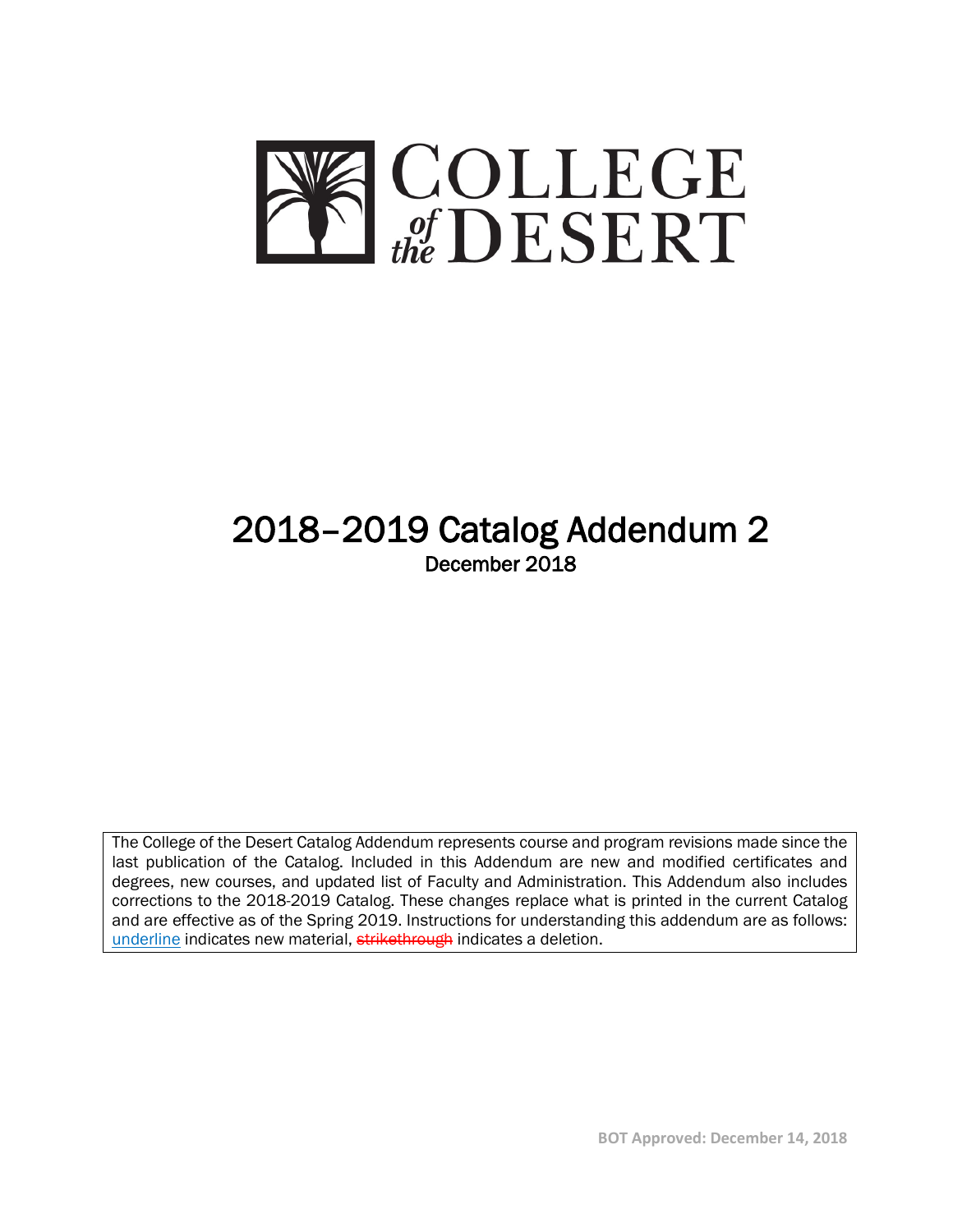# COLLEGE of the DESERT

# 2018–2019 Catalog Addendum 2

December 2018

The College of the Desert Catalog Addendum represents course and program revisions made since the last publication of the Catalog. Included in this Addendum are new and modified certificates and degrees, new courses, and updated list of Faculty and Administration. This Addendum also includes corrections to the 2018-2019 Catalog. These changes replace what is printed in the current Catalog and are effective as of the Spring 2019. Instructions for understanding this addendum are as follows: underline indicates new material, ~~strikethrough~~ indicates a deletion.

BOT Approved: December 14, 2018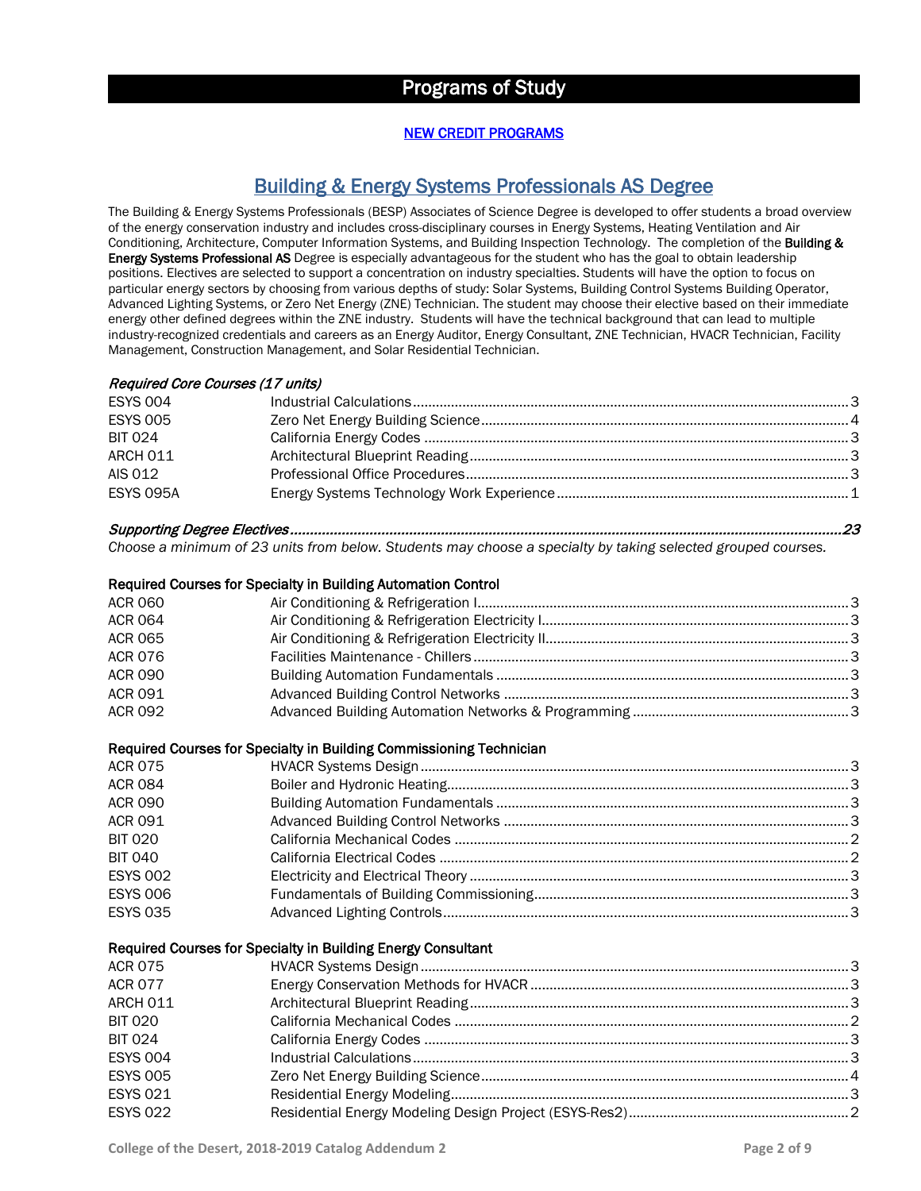# Programs of Study

**NEW CREDIT PROGRAMS**

## Building & Energy Systems Professionals AS Degree

The Building & Energy Systems Professionals (BESP) Associates of Science Degree is developed to offer students a broad overview of the energy conservation industry and includes cross-disciplinary courses in Energy Systems, Heating Ventilation and Air Conditioning, Architecture, Computer Information Systems, and Building Inspection Technology. The completion of the **Building & Energy Systems Professional AS** Degree is especially advantageous for the student who has the goal to obtain leadership positions. Electives are selected to support a concentration on industry specialties. Students will have the option to focus on particular energy sectors by choosing from various depths of study: Solar Systems, Building Control Systems Building Operator, Advanced Lighting Systems, or Zero Net Energy (ZNE) Technician. The student may choose their elective based on their immediate energy other defined degrees within the ZNE industry. Students will have the technical background that can lead to multiple industry-recognized credentials and careers as an Energy Auditor, Energy Consultant, ZNE Technician, HVACR Technician, Facility Management, Construction Management, and Solar Residential Technician.

*Required Core Courses (17 units)*

| Course | Title | Units |
|---|---|---|
| ESYS 004 | Industrial Calculations | 3 |
| ESYS 005 | Zero Net Energy Building Science | 4 |
| BIT 024 | California Energy Codes | 3 |
| ARCH 011 | Architectural Blueprint Reading | 3 |
| AIS 012 | Professional Office Procedures | 3 |
| ESYS 095A | Energy Systems Technology Work Experience | 1 |

*Supporting Degree Electives* ............ *23*

*Choose a minimum of 23 units from below. Students may choose a specialty by taking selected grouped courses.*

**Required Courses for Specialty in Building Automation Control**

| Course | Title | Units |
|---|---|---|
| ACR 060 | Air Conditioning & Refrigeration I | 3 |
| ACR 064 | Air Conditioning & Refrigeration Electricity I | 3 |
| ACR 065 | Air Conditioning & Refrigeration Electricity II | 3 |
| ACR 076 | Facilities Maintenance - Chillers | 3 |
| ACR 090 | Building Automation Fundamentals | 3 |
| ACR 091 | Advanced Building Control Networks | 3 |
| ACR 092 | Advanced Building Automation Networks & Programming | 3 |

**Required Courses for Specialty in Building Commissioning Technician**

| Course | Title | Units |
|---|---|---|
| ACR 075 | HVACR Systems Design | 3 |
| ACR 084 | Boiler and Hydronic Heating | 3 |
| ACR 090 | Building Automation Fundamentals | 3 |
| ACR 091 | Advanced Building Control Networks | 3 |
| BIT 020 | California Mechanical Codes | 2 |
| BIT 040 | California Electrical Codes | 2 |
| ESYS 002 | Electricity and Electrical Theory | 3 |
| ESYS 006 | Fundamentals of Building Commissioning | 3 |
| ESYS 035 | Advanced Lighting Controls | 3 |

**Required Courses for Specialty in Building Energy Consultant**

| Course | Title | Units |
|---|---|---|
| ACR 075 | HVACR Systems Design | 3 |
| ACR 077 | Energy Conservation Methods for HVACR | 3 |
| ARCH 011 | Architectural Blueprint Reading | 3 |
| BIT 020 | California Mechanical Codes | 2 |
| BIT 024 | California Energy Codes | 3 |
| ESYS 004 | Industrial Calculations | 3 |
| ESYS 005 | Zero Net Energy Building Science | 4 |
| ESYS 021 | Residential Energy Modeling | 3 |
| ESYS 022 | Residential Energy Modeling Design Project (ESYS-Res2) | 2 |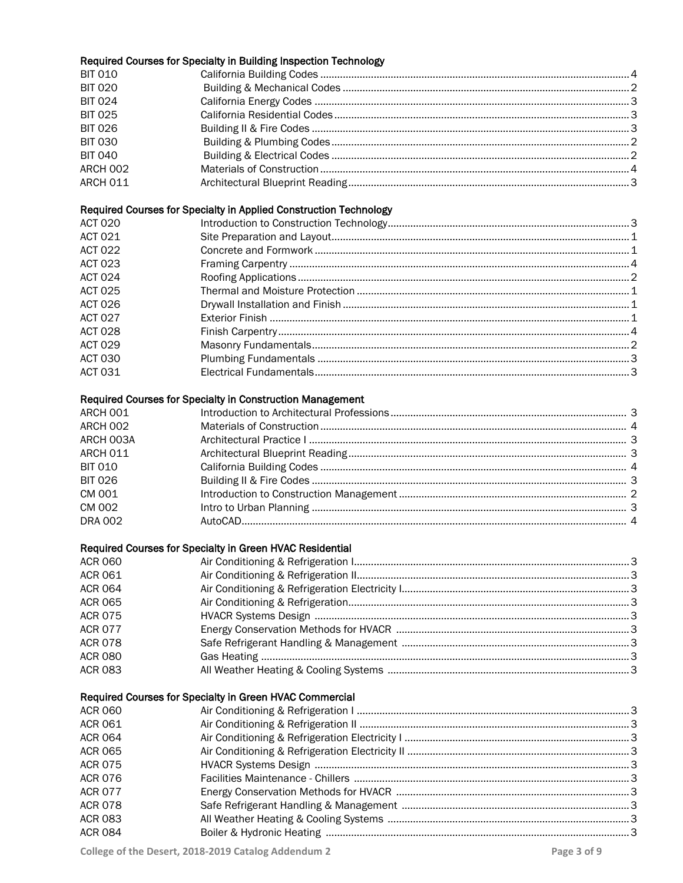**Required Courses for Specialty in Building Inspection Technology**

| Course | Title | Units |
|---|---|---|
| BIT 010 | California Building Codes | 4 |
| BIT 020 | Building & Mechanical Codes | 2 |
| BIT 024 | California Energy Codes | 3 |
| BIT 025 | California Residential Codes | 3 |
| BIT 026 | Building II & Fire Codes | 3 |
| BIT 030 | Building & Plumbing Codes | 2 |
| BIT 040 | Building & Electrical Codes | 2 |
| ARCH 002 | Materials of Construction | 4 |
| ARCH 011 | Architectural Blueprint Reading | 3 |

**Required Courses for Specialty in Applied Construction Technology**

| Course | Title | Units |
|---|---|---|
| ACT 020 | Introduction to Construction Technology | 3 |
| ACT 021 | Site Preparation and Layout | 1 |
| ACT 022 | Concrete and Formwork | 1 |
| ACT 023 | Framing Carpentry | 4 |
| ACT 024 | Roofing Applications | 2 |
| ACT 025 | Thermal and Moisture Protection | 1 |
| ACT 026 | Drywall Installation and Finish | 1 |
| ACT 027 | Exterior Finish | 1 |
| ACT 028 | Finish Carpentry | 4 |
| ACT 029 | Masonry Fundamentals | 2 |
| ACT 030 | Plumbing Fundamentals | 3 |
| ACT 031 | Electrical Fundamentals | 3 |

**Required Courses for Specialty in Construction Management**

| Course | Title | Units |
|---|---|---|
| ARCH 001 | Introduction to Architectural Professions | 3 |
| ARCH 002 | Materials of Construction | 4 |
| ARCH 003A | Architectural Practice I | 3 |
| ARCH 011 | Architectural Blueprint Reading | 3 |
| BIT 010 | California Building Codes | 4 |
| BIT 026 | Building II & Fire Codes | 3 |
| CM 001 | Introduction to Construction Management | 2 |
| CM 002 | Intro to Urban Planning | 3 |
| DRA 002 | AutoCAD | 4 |

**Required Courses for Specialty in Green HVAC Residential**

| Course | Title | Units |
|---|---|---|
| ACR 060 | Air Conditioning & Refrigeration I | 3 |
| ACR 061 | Air Conditioning & Refrigeration II | 3 |
| ACR 064 | Air Conditioning & Refrigeration Electricity I | 3 |
| ACR 065 | Air Conditioning & Refrigeration | 3 |
| ACR 075 | HVACR Systems Design | 3 |
| ACR 077 | Energy Conservation Methods for HVAC | 3 |
| ACR 078 | Safe Refrigerant Handling & Management | 3 |
| ACR 080 | Gas Heating | 3 |
| ACR 083 | All Weather Heating & Cooling Systems | 3 |

**Required Courses for Specialty in Green HVAC Commercial**

| Course | Title | Units |
|---|---|---|
| ACR 060 | Air Conditioning & Refrigeration I | 3 |
| ACR 061 | Air Conditioning & Refrigeration II | 3 |
| ACR 064 | Air Conditioning & Refrigeration Electricity I | 3 |
| ACR 065 | Air Conditioning & Refrigeration Electricity II | 3 |
| ACR 075 | HVACR Systems Design | 3 |
| ACR 076 | Facilities Maintenance - Chillers | 3 |
| ACR 077 | Energy Conservation Methods for HVAC | 3 |
| ACR 078 | Safe Refrigerant Handling & Management | 3 |
| ACR 083 | All Weather Heating & Cooling Systems | 3 |
| ACR 084 | Boiler & Hydronic Heating | 3 |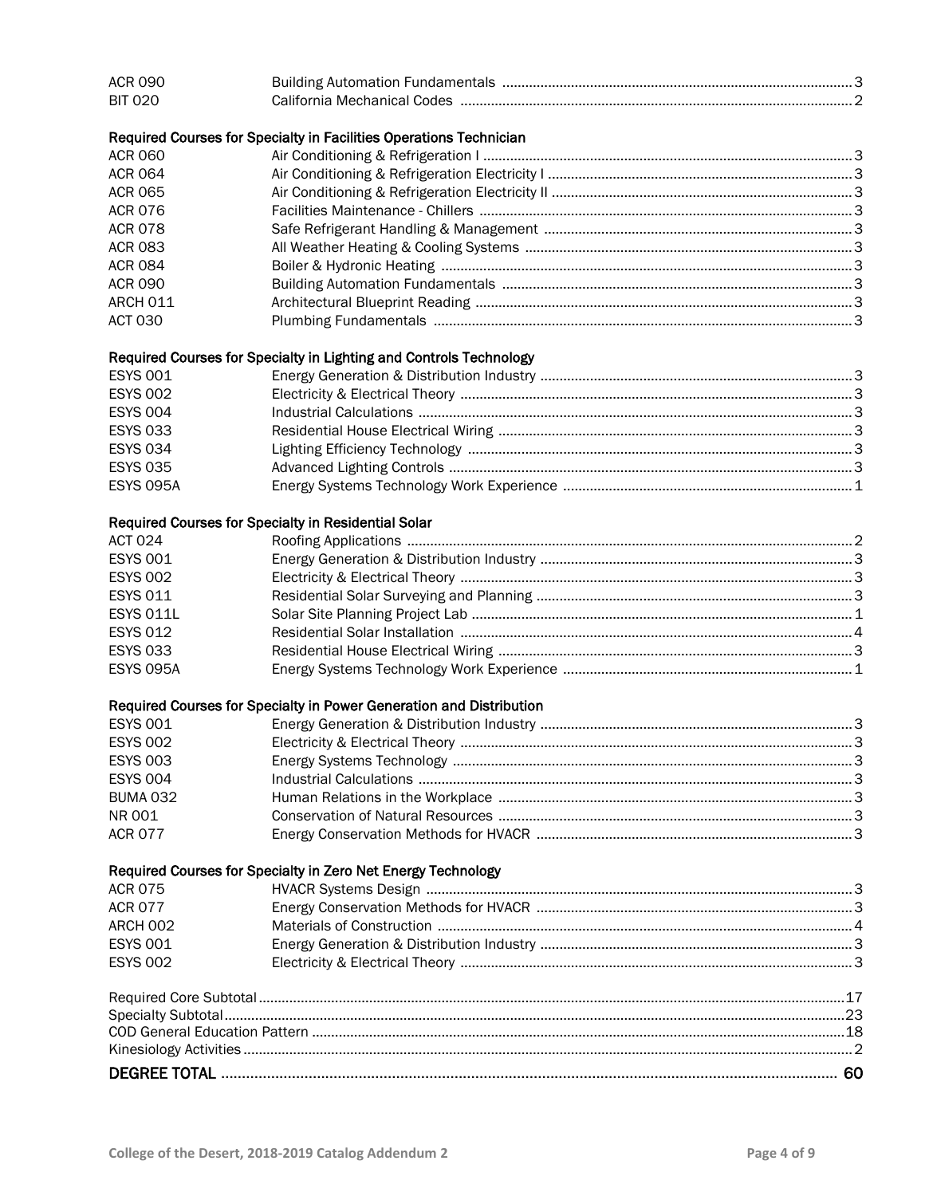| | | |
|---|---|---|
| ACR 090 | Building Automation Fundamentals | 3 |
| BIT 020 | California Mechanical Codes | 2 |

**Required Courses for Specialty in Facilities Operations Technician**

| | | |
|---|---|---|
| ACR 060 | Air Conditioning & Refrigeration I | 3 |
| ACR 064 | Air Conditioning & Refrigeration Electricity I | 3 |
| ACR 065 | Air Conditioning & Refrigeration Electricity II | 3 |
| ACR 076 | Facilities Maintenance - Chillers | 3 |
| ACR 078 | Safe Refrigerant Handling & Management | 3 |
| ACR 083 | All Weather Heating & Cooling Systems | 3 |
| ACR 084 | Boiler & Hydronic Heating | 3 |
| ACR 090 | Building Automation Fundamentals | 3 |
| ARCH 011 | Architectural Blueprint Reading | 3 |
| ACT 030 | Plumbing Fundamentals | 3 |

**Required Courses for Specialty in Lighting and Controls Technology**

| | | |
|---|---|---|
| ESYS 001 | Energy Generation & Distribution Industry | 3 |
| ESYS 002 | Electricity & Electrical Theory | 3 |
| ESYS 004 | Industrial Calculations | 3 |
| ESYS 033 | Residential House Electrical Wiring | 3 |
| ESYS 034 | Lighting Efficiency Technology | 3 |
| ESYS 035 | Advanced Lighting Controls | 3 |
| ESYS 095A | Energy Systems Technology Work Experience | 1 |

**Required Courses for Specialty in Residential Solar**

| | | |
|---|---|---|
| ACT 024 | Roofing Applications | 2 |
| ESYS 001 | Energy Generation & Distribution Industry | 3 |
| ESYS 002 | Electricity & Electrical Theory | 3 |
| ESYS 011 | Residential Solar Surveying and Planning | 3 |
| ESYS 011L | Solar Site Planning Project Lab | 1 |
| ESYS 012 | Residential Solar Installation | 4 |
| ESYS 033 | Residential House Electrical Wiring | 3 |
| ESYS 095A | Energy Systems Technology Work Experience | 1 |

**Required Courses for Specialty in Power Generation and Distribution**

| | | |
|---|---|---|
| ESYS 001 | Energy Generation & Distribution Industry | 3 |
| ESYS 002 | Electricity & Electrical Theory | 3 |
| ESYS 003 | Energy Systems Technology | 3 |
| ESYS 004 | Industrial Calculations | 3 |
| BUMA 032 | Human Relations in the Workplace | 3 |
| NR 001 | Conservation of Natural Resources | 3 |
| ACR 077 | Energy Conservation Methods for HVACR | 3 |

**Required Courses for Specialty in Zero Net Energy Technology**

| | | |
|---|---|---|
| ACR 075 | HVACR Systems Design | 3 |
| ACR 077 | Energy Conservation Methods for HVACR | 3 |
| ARCH 002 | Materials of Construction | 4 |
| ESYS 001 | Energy Generation & Distribution Industry | 3 |
| ESYS 002 | Electricity & Electrical Theory | 3 |

| | |
|---|---|
| Required Core Subtotal | 17 |
| Specialty Subtotal | 23 |
| COD General Education Pattern | 18 |
| Kinesiology Activities | 2 |
| **DEGREE TOTAL** | **60** |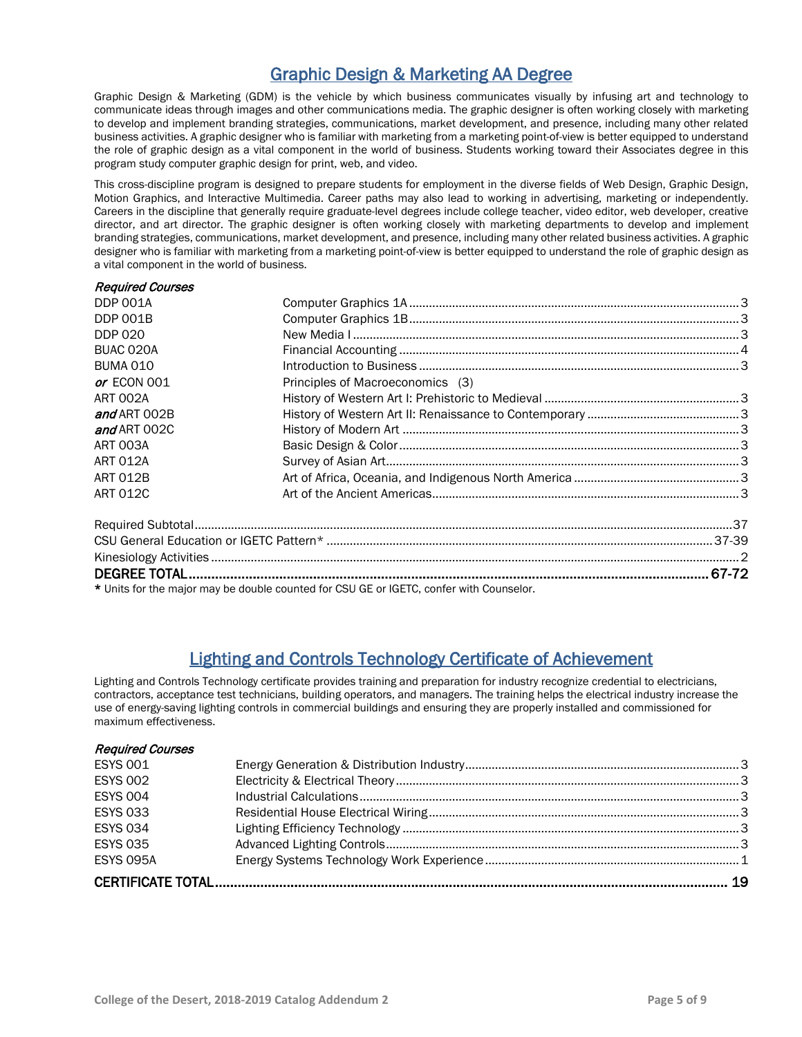## Graphic Design & Marketing AA Degree

Graphic Design & Marketing (GDM) is the vehicle by which business communicates visually by infusing art and technology to communicate ideas through images and other communications media. The graphic designer is often working closely with marketing to develop and implement branding strategies, communications, market development, and presence, including many other related business activities. A graphic designer who is familiar with marketing from a marketing point-of-view is better equipped to understand the role of graphic design as a vital component in the world of business. Students working toward their Associates degree in this program study computer graphic design for print, web, and video.

This cross-discipline program is designed to prepare students for employment in the diverse fields of Web Design, Graphic Design, Motion Graphics, and Interactive Multimedia. Career paths may also lead to working in advertising, marketing or independently. Careers in the discipline that generally require graduate-level degrees include college teacher, video editor, web developer, creative director, and art director. The graphic designer is often working closely with marketing departments to develop and implement branding strategies, communications, market development, and presence, including many other related business activities. A graphic designer who is familiar with marketing from a marketing point-of-view is better equipped to understand the role of graphic design as a vital component in the world of business.

*Required Courses*

| Course | Title | Units |
|---|---|---|
| DDP 001A | Computer Graphics 1A | 3 |
| DDP 001B | Computer Graphics 1B | 3 |
| DDP 020 | New Media I | 3 |
| BUAC 020A | Financial Accounting | 4 |
| BUMA 010 | Introduction to Business | 3 |
| *or* ECON 001 | Principles of Macroeconomics (3) | |
| ART 002A | History of Western Art I: Prehistoric to Medieval | 3 |
| *and* ART 002B | History of Western Art II: Renaissance to Contemporary | 3 |
| *and* ART 002C | History of Modern Art | 3 |
| ART 003A | Basic Design & Color | 3 |
| ART 012A | Survey of Asian Art | 3 |
| ART 012B | Art of Africa, Oceania, and Indigenous North America | 3 |
| ART 012C | Art of the Ancient Americas | 3 |

| | |
|---|---|
| Required Subtotal | 37 |
| CSU General Education or IGETC Pattern* | 37-39 |
| Kinesiology Activities | 2 |
| **DEGREE TOTAL** | **67-72** |

\* Units for the major may be double counted for CSU GE or IGETC, confer with Counselor.

## Lighting and Controls Technology Certificate of Achievement

Lighting and Controls Technology certificate provides training and preparation for industry recognize credential to electricians, contractors, acceptance test technicians, building operators, and managers. The training helps the electrical industry increase the use of energy-saving lighting controls in commercial buildings and ensuring they are properly installed and commissioned for maximum effectiveness.

*Required Courses*

| Course | Title | Units |
|---|---|---|
| ESYS 001 | Energy Generation & Distribution Industry | 3 |
| ESYS 002 | Electricity & Electrical Theory | 3 |
| ESYS 004 | Industrial Calculations | 3 |
| ESYS 033 | Residential House Electrical Wiring | 3 |
| ESYS 034 | Lighting Efficiency Technology | 3 |
| ESYS 035 | Advanced Lighting Controls | 3 |
| ESYS 095A | Energy Systems Technology Work Experience | 1 |
| **CERTIFICATE TOTAL** | | **19** |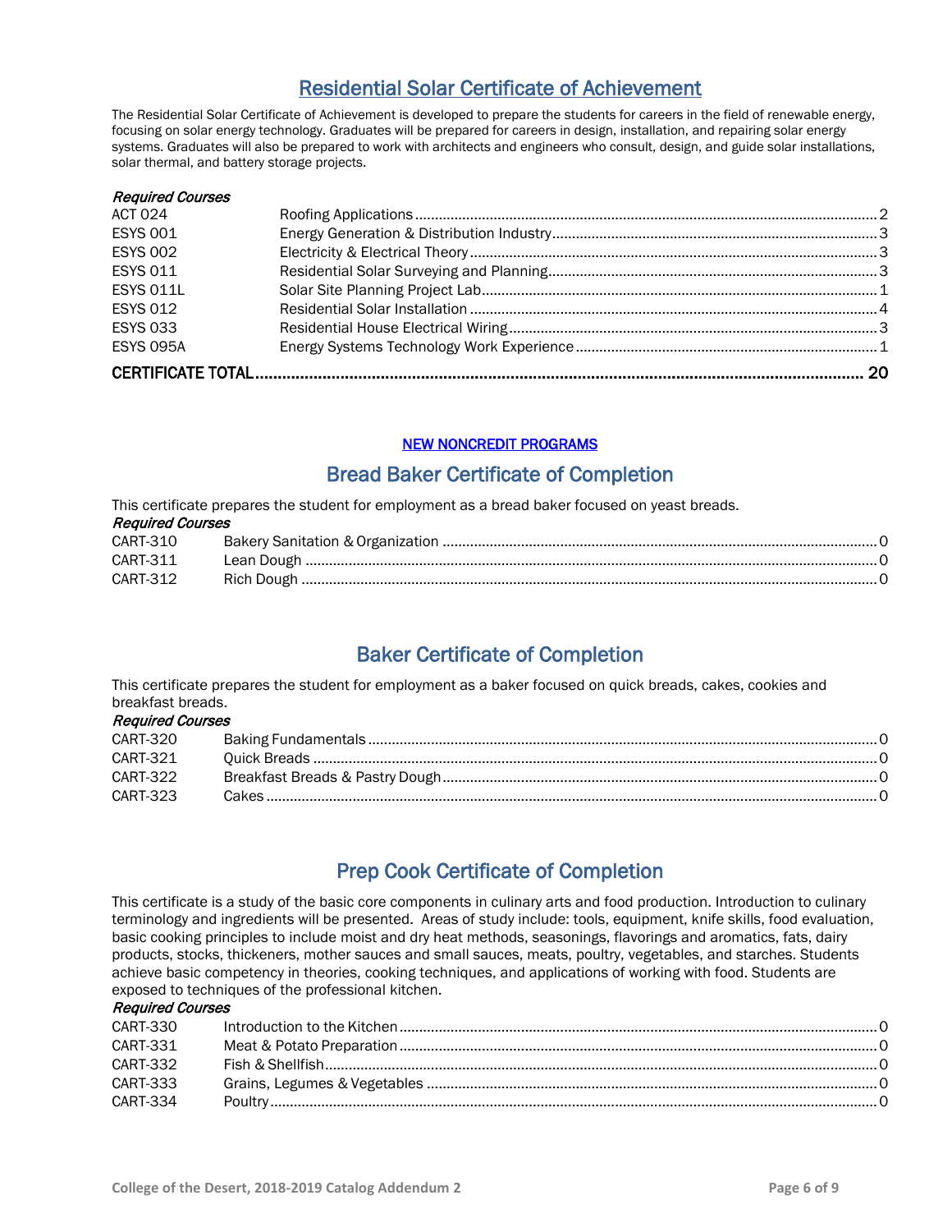## Residential Solar Certificate of Achievement

The Residential Solar Certificate of Achievement is developed to prepare the students for careers in the field of renewable energy, focusing on solar energy technology. Graduates will be prepared for careers in design, installation, and repairing solar energy systems. Graduates will also be prepared to work with architects and engineers who consult, design, and guide solar installations, solar thermal, and battery storage projects.

*Required Courses*

| Course | Title | Units |
|---|---|---|
| ACT 024 | Roofing Applications | 2 |
| ESYS 001 | Energy Generation & Distribution Industry | 3 |
| ESYS 002 | Electricity & Electrical Theory | 3 |
| ESYS 011 | Residential Solar Surveying and Planning | 3 |
| ESYS 011L | Solar Site Planning Project Lab | 1 |
| ESYS 012 | Residential Solar Installation | 4 |
| ESYS 033 | Residential House Electrical Wiring | 3 |
| ESYS 095A | Energy Systems Technology Work Experience | 1 |
| **CERTIFICATE TOTAL** | | **20** |

**NEW NONCREDIT PROGRAMS**

## Bread Baker Certificate of Completion

This certificate prepares the student for employment as a bread baker focused on yeast breads.

*Required Courses*

| Course | Title | Units |
|---|---|---|
| CART-310 | Bakery Sanitation & Organization | 0 |
| CART-311 | Lean Dough | 0 |
| CART-312 | Rich Dough | 0 |

## Baker Certificate of Completion

This certificate prepares the student for employment as a baker focused on quick breads, cakes, cookies and breakfast breads.

*Required Courses*

| Course | Title | Units |
|---|---|---|
| CART-320 | Baking Fundamentals | 0 |
| CART-321 | Quick Breads | 0 |
| CART-322 | Breakfast Breads & Pastry Dough | 0 |
| CART-323 | Cakes | 0 |

## Prep Cook Certificate of Completion

This certificate is a study of the basic core components in culinary arts and food production. Introduction to culinary terminology and ingredients will be presented. Areas of study include: tools, equipment, knife skills, food evaluation, basic cooking principles to include moist and dry heat methods, seasonings, flavorings and aromatics, fats, dairy products, stocks, thickeners, mother sauces and small sauces, meats, poultry, vegetables, and starches. Students achieve basic competency in theories, cooking techniques, and applications of working with food. Students are exposed to techniques of the professional kitchen.

*Required Courses*

| Course | Title | Units |
|---|---|---|
| CART-330 | Introduction to the Kitchen | 0 |
| CART-331 | Meat & Potato Preparation | 0 |
| CART-332 | Fish & Shellfish | 0 |
| CART-333 | Grains, Legumes & Vegetables | 0 |
| CART-334 | Poultry | 0 |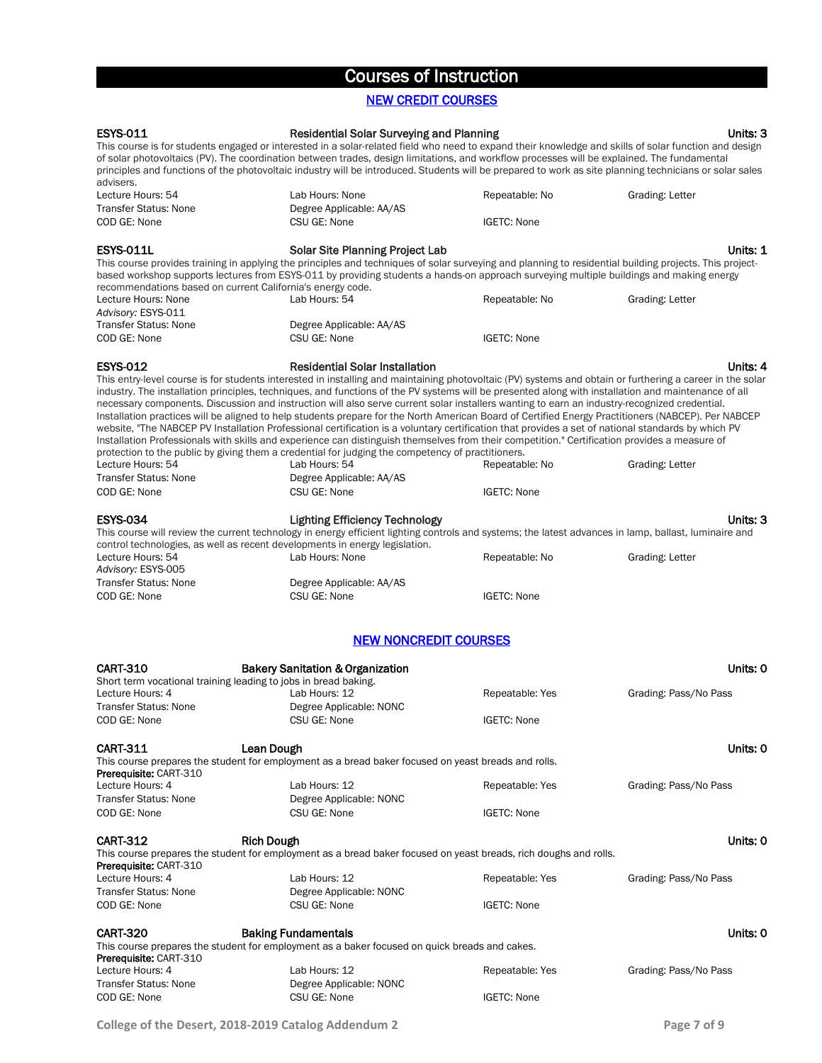# Courses of Instruction

## NEW CREDIT COURSES

**ESYS-011** **Residential Solar Surveying and Planning** **Units: 3**

This course is for students engaged or interested in a solar-related field who need to expand their knowledge and skills of solar function and design of solar photovoltaics (PV). The coordination between trades, design limitations, and workflow processes will be explained. The fundamental principles and functions of the photovoltaic industry will be introduced. Students will be prepared to work as site planning technicians or solar sales advisers.

| | | | |
|---|---|---|---|
| Lecture Hours: 54 | Lab Hours: None | Repeatable: No | Grading: Letter |
| Transfer Status: None | Degree Applicable: AA/AS | | |
| COD GE: None | CSU GE: None | IGETC: None | |

**ESYS-011L** **Solar Site Planning Project Lab** **Units: 1**

This course provides training in applying the principles and techniques of solar surveying and planning to residential building projects. This project-based workshop supports lectures from ESYS-011 by providing students a hands-on approach surveying multiple buildings and making energy recommendations based on current California's energy code.

| | | | |
|---|---|---|---|
| Lecture Hours: None | Lab Hours: 54 | Repeatable: No | Grading: Letter |
| *Advisory:* ESYS-011 | | | |
| Transfer Status: None | Degree Applicable: AA/AS | | |
| COD GE: None | CSU GE: None | IGETC: None | |

**ESYS-012** **Residential Solar Installation** **Units: 4**

This entry-level course is for students interested in installing and maintaining photovoltaic (PV) systems and obtain or furthering a career in the solar industry. The installation principles, techniques, and functions of the PV systems will be presented along with installation and maintenance of all necessary components. Discussion and instruction will also serve current solar installers wanting to earn an industry-recognized credential. Installation practices will be aligned to help students prepare for the North American Board of Certified Energy Practitioners (NABCEP). Per NABCEP website, "The NABCEP PV Installation Professional certification is a voluntary certification that provides a set of national standards by which PV Installation Professionals with skills and experience can distinguish themselves from their competition." Certification provides a measure of protection to the public by giving them a credential for judging the competency of practitioners.

| | | | |
|---|---|---|---|
| Lecture Hours: 54 | Lab Hours: 54 | Repeatable: No | Grading: Letter |
| Transfer Status: None | Degree Applicable: AA/AS | | |
| COD GE: None | CSU GE: None | IGETC: None | |

**ESYS-034** **Lighting Efficiency Technology** **Units: 3**

This course will review the current technology in energy efficient lighting controls and systems; the latest advances in lamp, ballast, luminaire and control technologies, as well as recent developments in energy legislation.

| | | | |
|---|---|---|---|
| Lecture Hours: 54 | Lab Hours: None | Repeatable: No | Grading: Letter |
| *Advisory:* ESYS-005 | | | |
| Transfer Status: None | Degree Applicable: AA/AS | | |
| COD GE: None | CSU GE: None | IGETC: None | |

## NEW NONCREDIT COURSES

**CART-310** **Bakery Sanitation & Organization** **Units: 0**

Short term vocational training leading to jobs in bread baking.

| | | | |
|---|---|---|---|
| Lecture Hours: 4 | Lab Hours: 12 | Repeatable: Yes | Grading: Pass/No Pass |
| Transfer Status: None | Degree Applicable: NONC | | |
| COD GE: None | CSU GE: None | IGETC: None | |

**CART-311** **Lean Dough** **Units: 0**

This course prepares the student for employment as a bread baker focused on yeast breads and rolls.

**Prerequisite:** CART-310

| | | | |
|---|---|---|---|
| Lecture Hours: 4 | Lab Hours: 12 | Repeatable: Yes | Grading: Pass/No Pass |
| Transfer Status: None | Degree Applicable: NONC | | |
| COD GE: None | CSU GE: None | IGETC: None | |

**CART-312** **Rich Dough** **Units: 0**

This course prepares the student for employment as a bread baker focused on yeast breads, rich doughs and rolls.

**Prerequisite:** CART-310

| | | | |
|---|---|---|---|
| Lecture Hours: 4 | Lab Hours: 12 | Repeatable: Yes | Grading: Pass/No Pass |
| Transfer Status: None | Degree Applicable: NONC | | |
| COD GE: None | CSU GE: None | IGETC: None | |

**CART-320** **Baking Fundamentals** **Units: 0**

This course prepares the student for employment as a baker focused on quick breads and cakes.

**Prerequisite:** CART-310

| | | | |
|---|---|---|---|
| Lecture Hours: 4 | Lab Hours: 12 | Repeatable: Yes | Grading: Pass/No Pass |
| Transfer Status: None | Degree Applicable: NONC | | |
| COD GE: None | CSU GE: None | IGETC: None | |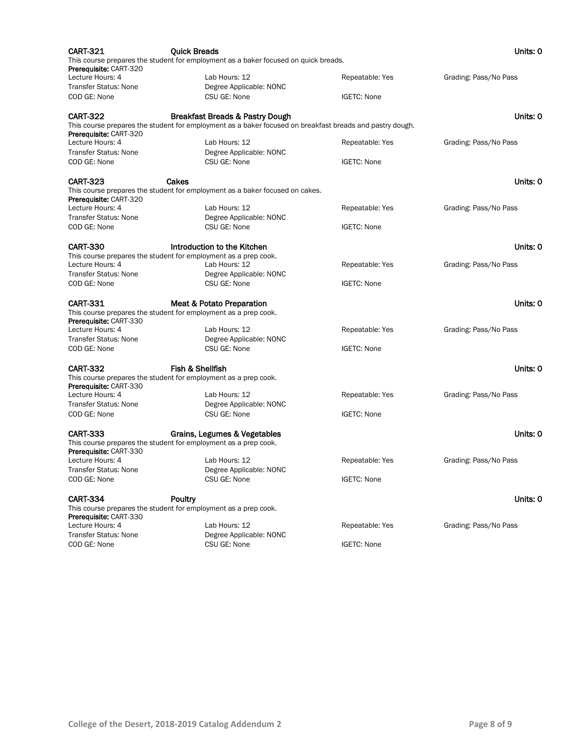**CART-321** **Quick Breads** **Units: 0**

This course prepares the student for employment as a baker focused on quick breads.

**Prerequisite:** CART-320

| | | | |
|---|---|---|---|
| Lecture Hours: 4 | Lab Hours: 12 | Repeatable: Yes | Grading: Pass/No Pass |
| Transfer Status: None | Degree Applicable: NONC | | |
| COD GE: None | CSU GE: None | IGETC: None | |

**CART-322** **Breakfast Breads & Pastry Dough** **Units: 0**

This course prepares the student for employment as a baker focused on breakfast breads and pastry dough.

**Prerequisite:** CART-320

| | | | |
|---|---|---|---|
| Lecture Hours: 4 | Lab Hours: 12 | Repeatable: Yes | Grading: Pass/No Pass |
| Transfer Status: None | Degree Applicable: NONC | | |
| COD GE: None | CSU GE: None | IGETC: None | |

**CART-323** **Cakes** **Units: 0**

This course prepares the student for employment as a baker focused on cakes.

**Prerequisite:** CART-320

| | | | |
|---|---|---|---|
| Lecture Hours: 4 | Lab Hours: 12 | Repeatable: Yes | Grading: Pass/No Pass |
| Transfer Status: None | Degree Applicable: NONC | | |
| COD GE: None | CSU GE: None | IGETC: None | |

**CART-330** **Introduction to the Kitchen** **Units: 0**

This course prepares the student for employment as a prep cook.

| | | | |
|---|---|---|---|
| Lecture Hours: 4 | Lab Hours: 12 | Repeatable: Yes | Grading: Pass/No Pass |
| Transfer Status: None | Degree Applicable: NONC | | |
| COD GE: None | CSU GE: None | IGETC: None | |

**CART-331** **Meat & Potato Preparation** **Units: 0**

This course prepares the student for employment as a prep cook.

**Prerequisite:** CART-330

| | | | |
|---|---|---|---|
| Lecture Hours: 4 | Lab Hours: 12 | Repeatable: Yes | Grading: Pass/No Pass |
| Transfer Status: None | Degree Applicable: NONC | | |
| COD GE: None | CSU GE: None | IGETC: None | |

**CART-332** **Fish & Shellfish** **Units: 0**

This course prepares the student for employment as a prep cook.

**Prerequisite:** CART-330

| | | | |
|---|---|---|---|
| Lecture Hours: 4 | Lab Hours: 12 | Repeatable: Yes | Grading: Pass/No Pass |
| Transfer Status: None | Degree Applicable: NONC | | |
| COD GE: None | CSU GE: None | IGETC: None | |

**CART-333** **Grains, Legumes & Vegetables** **Units: 0**

This course prepares the student for employment as a prep cook.

**Prerequisite:** CART-330

| | | | |
|---|---|---|---|
| Lecture Hours: 4 | Lab Hours: 12 | Repeatable: Yes | Grading: Pass/No Pass |
| Transfer Status: None | Degree Applicable: NONC | | |
| COD GE: None | CSU GE: None | IGETC: None | |

**CART-334** **Poultry** **Units: 0**

This course prepares the student for employment as a prep cook.

**Prerequisite:** CART-330

| | | | |
|---|---|---|---|
| Lecture Hours: 4 | Lab Hours: 12 | Repeatable: Yes | Grading: Pass/No Pass |
| Transfer Status: None | Degree Applicable: NONC | | |
| COD GE: None | CSU GE: None | IGETC: None | |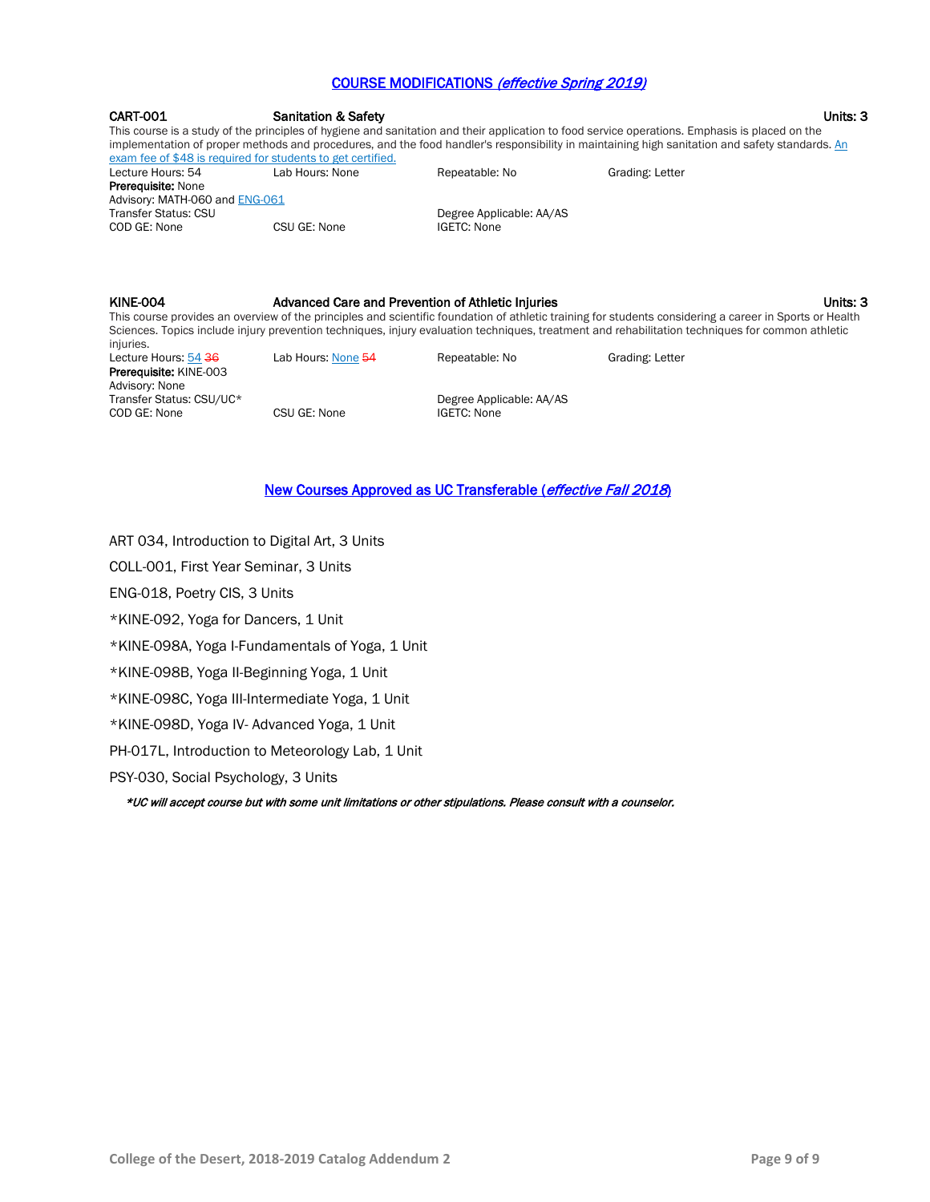## COURSE MODIFICATIONS *(effective Spring 2019)*

**CART-001** **Sanitation & Safety** **Units: 3**

This course is a study of the principles of hygiene and sanitation and their application to food service operations. Emphasis is placed on the implementation of proper methods and procedures, and the food handler's responsibility in maintaining high sanitation and safety standards. An exam fee of $48 is required for students to get certified.

Lecture Hours: 54 Lab Hours: None Repeatable: No Grading: Letter
**Prerequisite:** None
Advisory: MATH-060 and ENG-061
Transfer Status: CSU Degree Applicable: AA/AS
COD GE: None CSU GE: None IGETC: None

**KINE-004** **Advanced Care and Prevention of Athletic Injuries** **Units: 3**

This course provides an overview of the principles and scientific foundation of athletic training for students considering a career in Sports or Health Sciences. Topics include injury prevention techniques, injury evaluation techniques, treatment and rehabilitation techniques for common athletic injuries.

Lecture Hours: 54 ~~36~~ Lab Hours: None ~~54~~ Repeatable: No Grading: Letter
**Prerequisite:** KINE-003
Advisory: None
Transfer Status: CSU/UC* Degree Applicable: AA/AS
COD GE: None CSU GE: None IGETC: None

## New Courses Approved as UC Transferable (*effective Fall 2018*)

ART 034, Introduction to Digital Art, 3 Units

COLL-001, First Year Seminar, 3 Units

ENG-018, Poetry CIS, 3 Units

*KINE-092, Yoga for Dancers, 1 Unit

*KINE-098A, Yoga I-Fundamentals of Yoga, 1 Unit

*KINE-098B, Yoga II-Beginning Yoga, 1 Unit

*KINE-098C, Yoga III-Intermediate Yoga, 1 Unit

*KINE-098D, Yoga IV- Advanced Yoga, 1 Unit

PH-017L, Introduction to Meteorology Lab, 1 Unit

PSY-030, Social Psychology, 3 Units

*\*UC will accept course but with some unit limitations or other stipulations. Please consult with a counselor.*